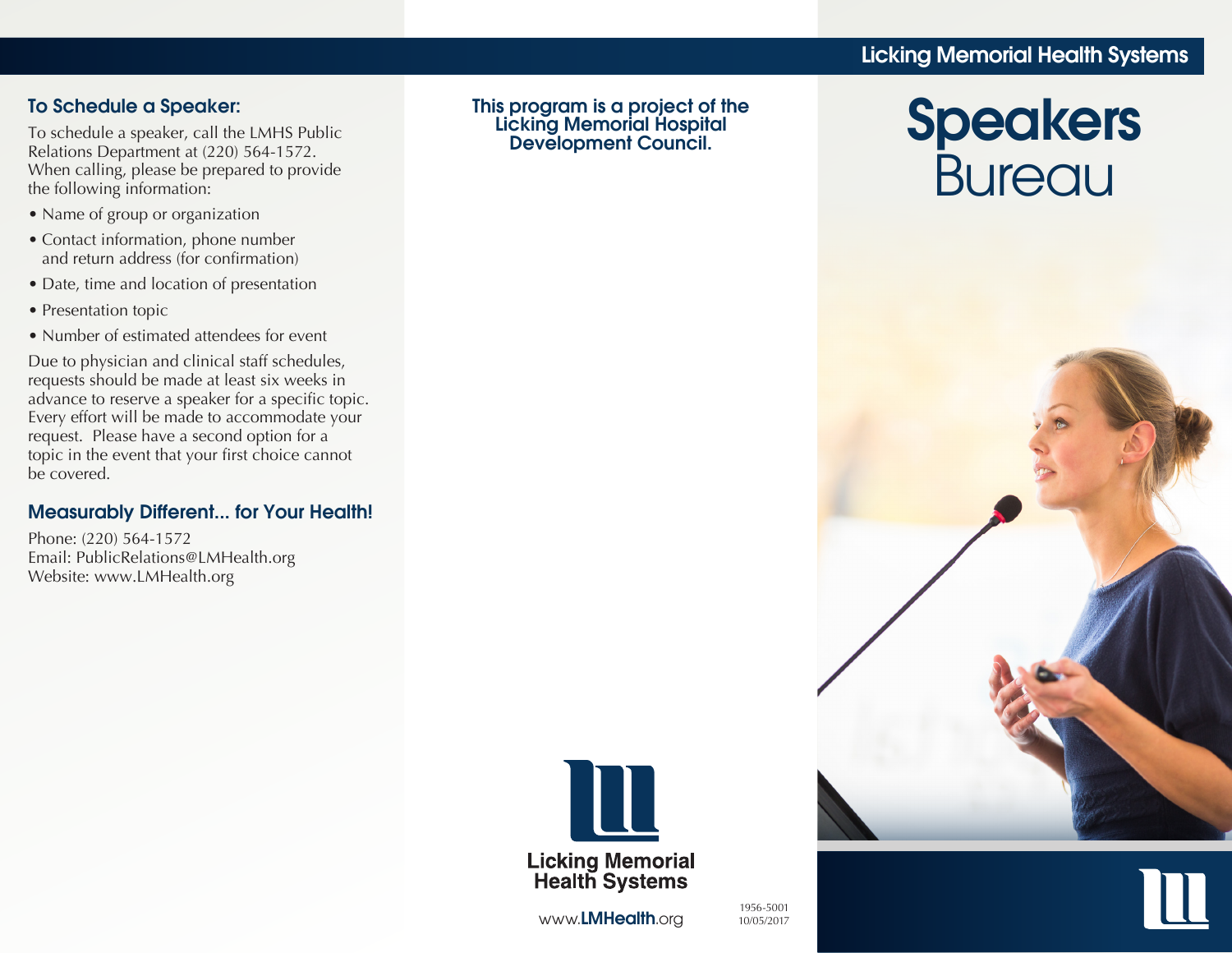## To Schedule a Speaker:

To schedule a speaker, call the LMHS Public Relations Department at (220) 564-1572. When calling, please be prepared to provide the following information:

- Name of group or organization
- Contact information, phone number and return address (for confirmation)
- Date, time and location of presentation
- Presentation topic
- Number of estimated attendees for event

Due to physician and clinical staff schedules, requests should be made at least six weeks in advance to reserve a speaker for a specific topic. Every effort will be made to accommodate your request. Please have a second option for a topic in the event that your first choice cannot be covered.

## Measurably Different... for Your Health!

Phone: (220) 564-1572
Email: PublicRelations@LMHealth.org
Website: www.LMHealth.org

**This program is a project of the Licking Memorial Hospital Development Council.**

Licking Memorial Health Systems

www.LMHealth.org

1956-5001
10/05/2017

Licking Memorial Health Systems

# Speakers Bureau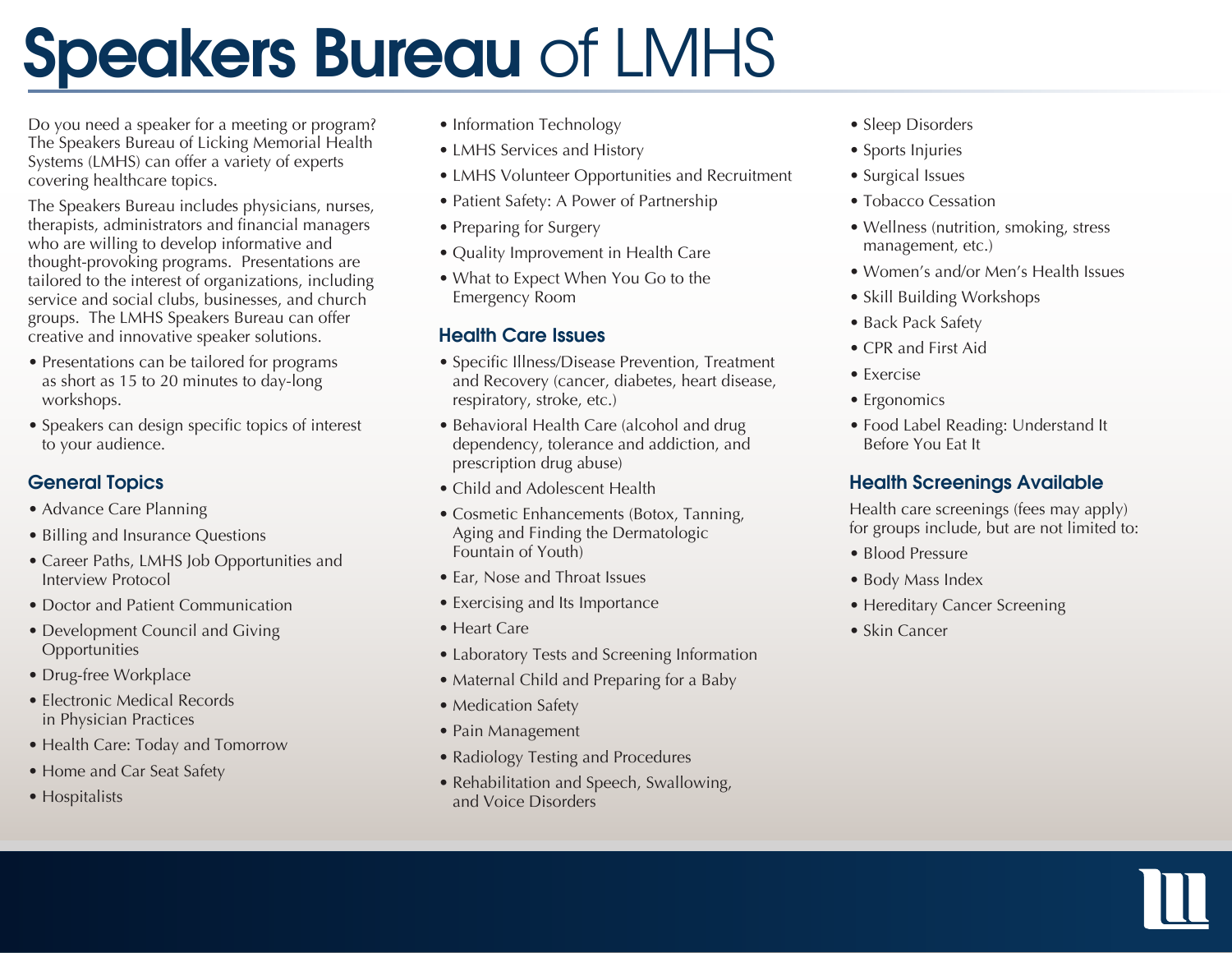# **Speakers Bureau** of LMHS

Do you need a speaker for a meeting or program? The Speakers Bureau of Licking Memorial Health Systems (LMHS) can offer a variety of experts covering healthcare topics.

The Speakers Bureau includes physicians, nurses, therapists, administrators and financial managers who are willing to develop informative and thought-provoking programs. Presentations are tailored to the interest of organizations, including service and social clubs, businesses, and church groups. The LMHS Speakers Bureau can offer creative and innovative speaker solutions.

- Presentations can be tailored for programs as short as 15 to 20 minutes to day-long workshops.
- Speakers can design specific topics of interest to your audience.

## General Topics

- Advance Care Planning
- Billing and Insurance Questions
- Career Paths, LMHS Job Opportunities and Interview Protocol
- Doctor and Patient Communication
- Development Council and Giving Opportunities
- Drug-free Workplace
- Electronic Medical Records in Physician Practices
- Health Care: Today and Tomorrow
- Home and Car Seat Safety
- Hospitalists
- Information Technology
- LMHS Services and History
- LMHS Volunteer Opportunities and Recruitment
- Patient Safety: A Power of Partnership
- Preparing for Surgery
- Quality Improvement in Health Care
- What to Expect When You Go to the Emergency Room

## Health Care Issues

- Specific Illness/Disease Prevention, Treatment and Recovery (cancer, diabetes, heart disease, respiratory, stroke, etc.)
- Behavioral Health Care (alcohol and drug dependency, tolerance and addiction, and prescription drug abuse)
- Child and Adolescent Health
- Cosmetic Enhancements (Botox, Tanning, Aging and Finding the Dermatologic Fountain of Youth)
- Ear, Nose and Throat Issues
- Exercising and Its Importance
- Heart Care
- Laboratory Tests and Screening Information
- Maternal Child and Preparing for a Baby
- Medication Safety
- Pain Management
- Radiology Testing and Procedures
- Rehabilitation and Speech, Swallowing, and Voice Disorders
- Sleep Disorders
- Sports Injuries
- Surgical Issues
- Tobacco Cessation
- Wellness (nutrition, smoking, stress management, etc.)
- Women's and/or Men's Health Issues
- Skill Building Workshops
- Back Pack Safety
- CPR and First Aid
- Exercise
- Ergonomics
- Food Label Reading: Understand It Before You Eat It

## Health Screenings Available

Health care screenings (fees may apply) for groups include, but are not limited to:

- Blood Pressure
- Body Mass Index
- Hereditary Cancer Screening
- Skin Cancer